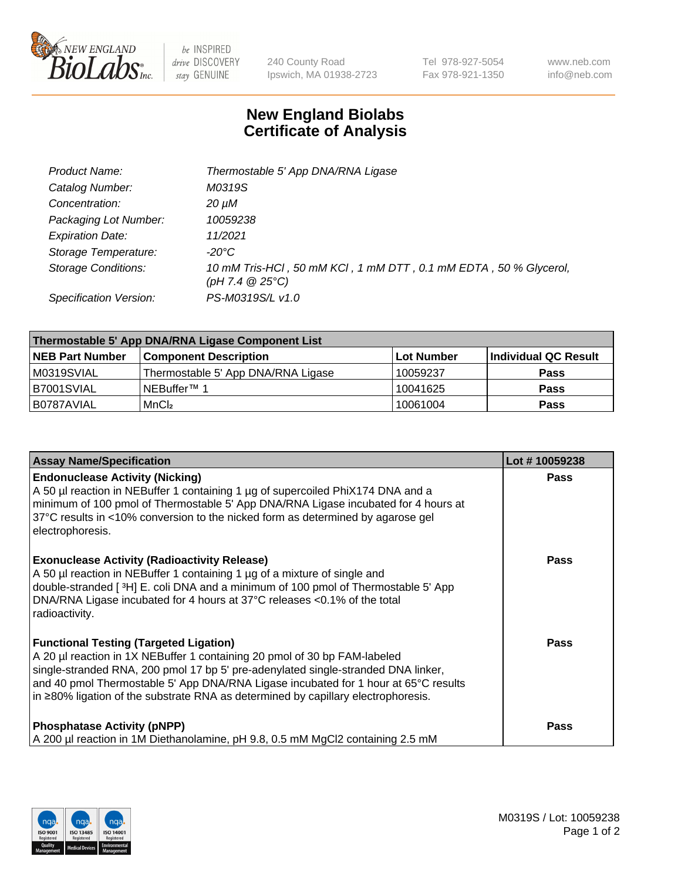# New England Biolabs Certificate of Analysis

| | |
|---|---|
| *Product Name:* | *Thermostable 5' App DNA/RNA Ligase* |
| *Catalog Number:* | *M0319S* |
| *Concentration:* | *20 µM* |
| *Packaging Lot Number:* | *10059238* |
| *Expiration Date:* | *11/2021* |
| *Storage Temperature:* | *-20°C* |
| *Storage Conditions:* | *10 mM Tris-HCl , 50 mM KCl , 1 mM DTT , 0.1 mM EDTA , 50 % Glycerol, (pH 7.4 @ 25°C)* |
| *Specification Version:* | *PS-M0319S/L v1.0* |

| Thermostable 5' App DNA/RNA Ligase Component List | | | |
|---|---|---|---|
| **NEB Part Number** | **Component Description** | **Lot Number** | **Individual QC Result** |
| M0319SVIAL | Thermostable 5' App DNA/RNA Ligase | 10059237 | **Pass** |
| B7001SVIAL | NEBuffer™ 1 | 10041625 | **Pass** |
| B0787AVIAL | $MnCl_2$ | 10061004 | **Pass** |

| Assay Name/Specification | Lot # 10059238 |
|---|---|
| **Endonuclease Activity (Nicking)** A 50 µl reaction in NEBuffer 1 containing 1 µg of supercoiled PhiX174 DNA and a minimum of 100 pmol of Thermostable 5' App DNA/RNA Ligase incubated for 4 hours at 37°C results in <10% conversion to the nicked form as determined by agarose gel electrophoresis. | **Pass** |
| **Exonuclease Activity (Radioactivity Release)** A 50 µl reaction in NEBuffer 1 containing 1 µg of a mixture of single and double-stranded [ $^3$H] E. coli DNA and a minimum of 100 pmol of Thermostable 5' App DNA/RNA Ligase incubated for 4 hours at 37°C releases <0.1% of the total radioactivity. | **Pass** |
| **Functional Testing (Targeted Ligation)** A 20 µl reaction in 1X NEBuffer 1 containing 20 pmol of 30 bp FAM-labeled single-stranded RNA, 200 pmol 17 bp 5' pre-adenylated single-stranded DNA linker, and 40 pmol Thermostable 5' App DNA/RNA Ligase incubated for 1 hour at 65°C results in ≥80% ligation of the substrate RNA as determined by capillary electrophoresis. | **Pass** |
| **Phosphatase Activity (pNPP)** A 200 µl reaction in 1M Diethanolamine, pH 9.8, 0.5 mM MgCl2 containing 2.5 mM | **Pass** |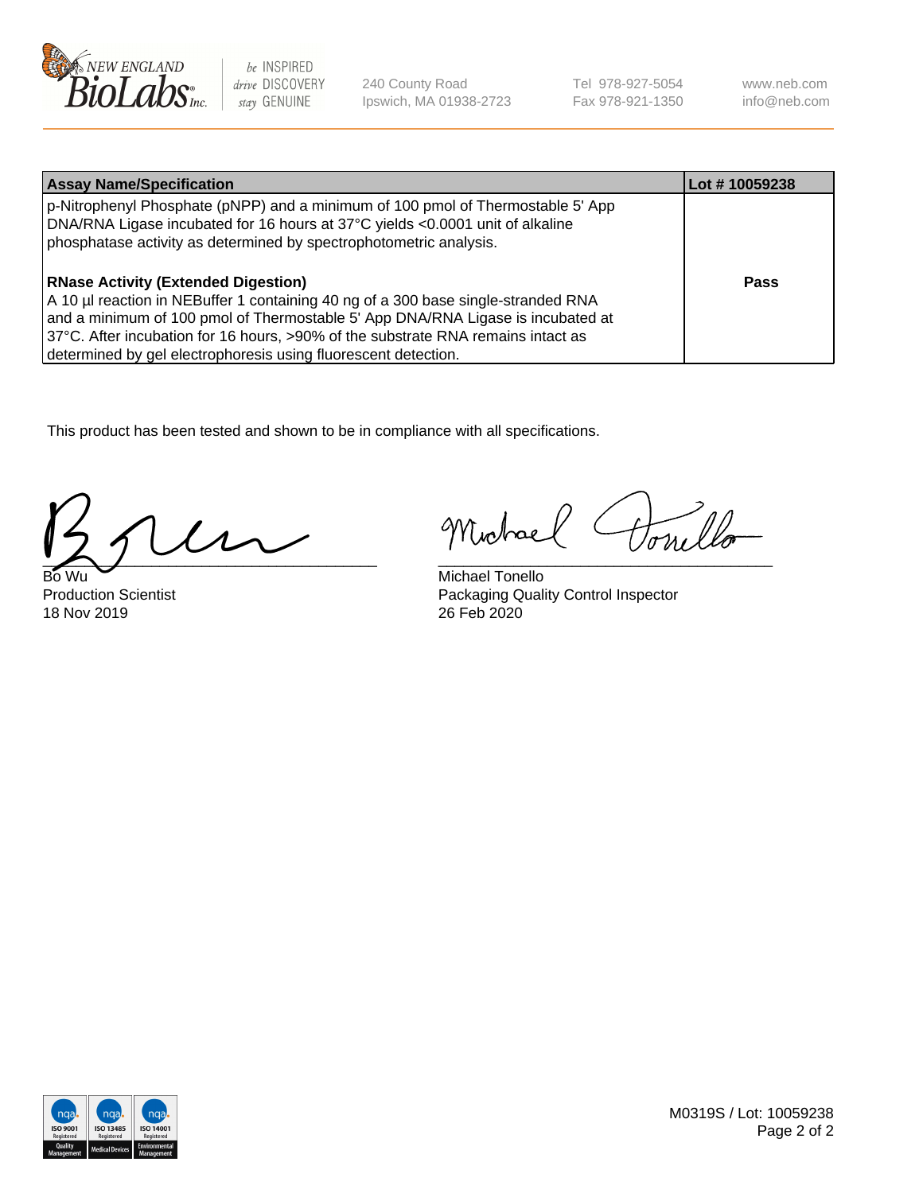| Assay Name/Specification | Lot # 10059238 |
|---|---|
| p-Nitrophenyl Phosphate (pNPP) and a minimum of 100 pmol of Thermostable 5' App DNA/RNA Ligase incubated for 16 hours at 37°C yields <0.0001 unit of alkaline phosphatase activity as determined by spectrophotometric analysis. | |
| **RNase Activity (Extended Digestion)** A 10 µl reaction in NEBuffer 1 containing 40 ng of a 300 base single-stranded RNA and a minimum of 100 pmol of Thermostable 5' App DNA/RNA Ligase is incubated at 37°C. After incubation for 16 hours, >90% of the substrate RNA remains intact as determined by gel electrophoresis using fluorescent detection. | **Pass** |

This product has been tested and shown to be in compliance with all specifications.

Bo Wu
Production Scientist
18 Nov 2019

Michael Tonello
Packaging Quality Control Inspector
26 Feb 2020

M0319S / Lot: 10059238